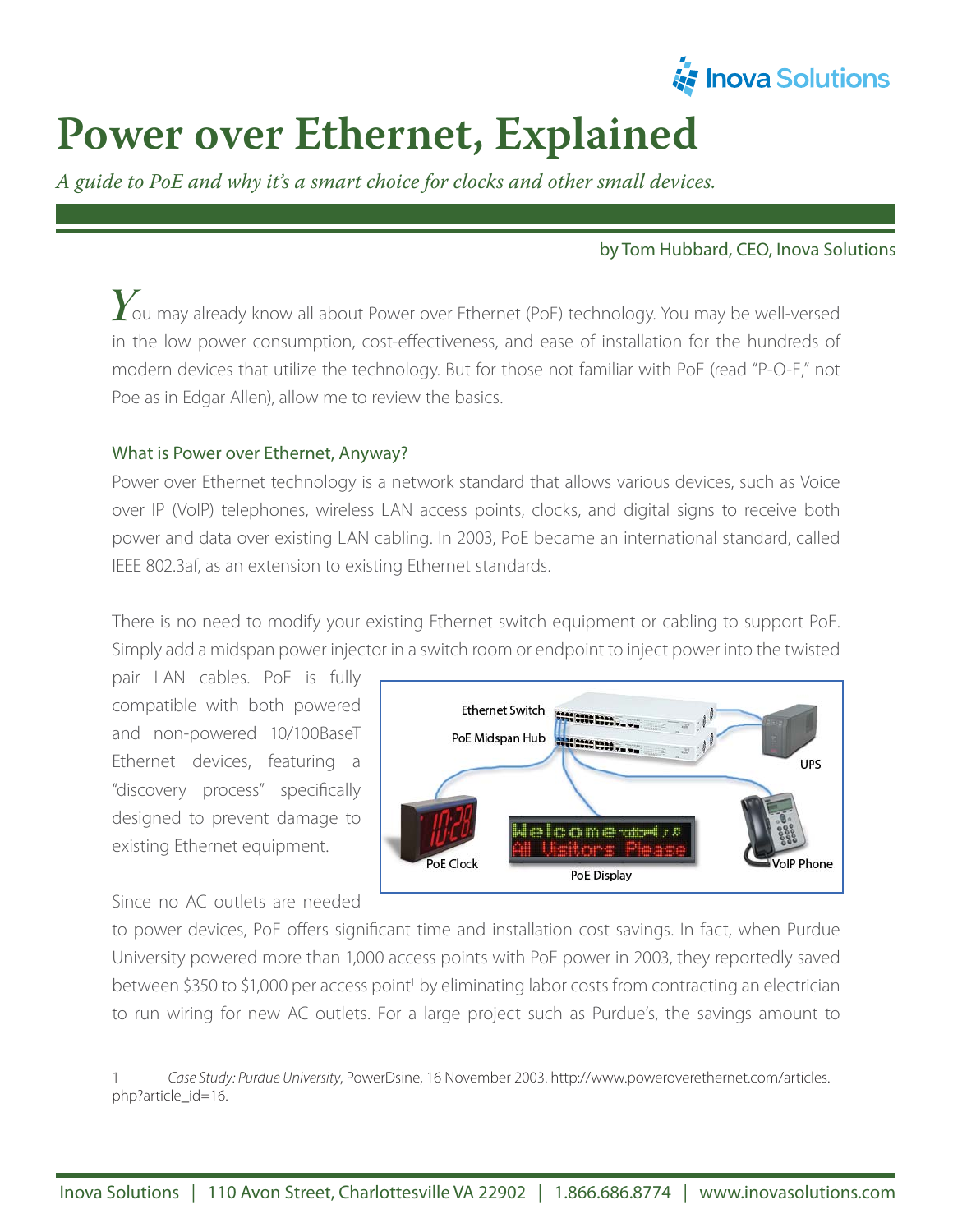# Power over Ethernet, Explained

*A guide to PoE and why it's a smart choice for clocks and other small devices.*

by Tom Hubbard, CEO, Inova Solutions

You may already know all about Power over Ethernet (PoE) technology. You may be well-versed in the low power consumption, cost-effectiveness, and ease of installation for the hundreds of modern devices that utilize the technology. But for those not familiar with PoE (read "P-O-E," not Poe as in Edgar Allen), allow me to review the basics.

## What is Power over Ethernet, Anyway?

Power over Ethernet technology is a network standard that allows various devices, such as Voice over IP (VoIP) telephones, wireless LAN access points, clocks, and digital signs to receive both power and data over existing LAN cabling. In 2003, PoE became an international standard, called IEEE 802.3af, as an extension to existing Ethernet standards.

There is no need to modify your existing Ethernet switch equipment or cabling to support PoE. Simply add a midspan power injector in a switch room or endpoint to inject power into the twisted pair LAN cables. PoE is fully compatible with both powered and non-powered 10/100BaseT Ethernet devices, featuring a "discovery process" specifically designed to prevent damage to existing Ethernet equipment.

Since no AC outlets are needed to power devices, PoE offers significant time and installation cost savings. In fact, when Purdue University powered more than 1,000 access points with PoE power in 2003, they reportedly saved between $350 to $1,000 per access point[1] by eliminating labor costs from contracting an electrician to run wiring for new AC outlets. For a large project such as Purdue's, the savings amount to

1 *Case Study: Purdue University*, PowerDsine, 16 November 2003. http://www.poweroverethernet.com/articles.php?article_id=16.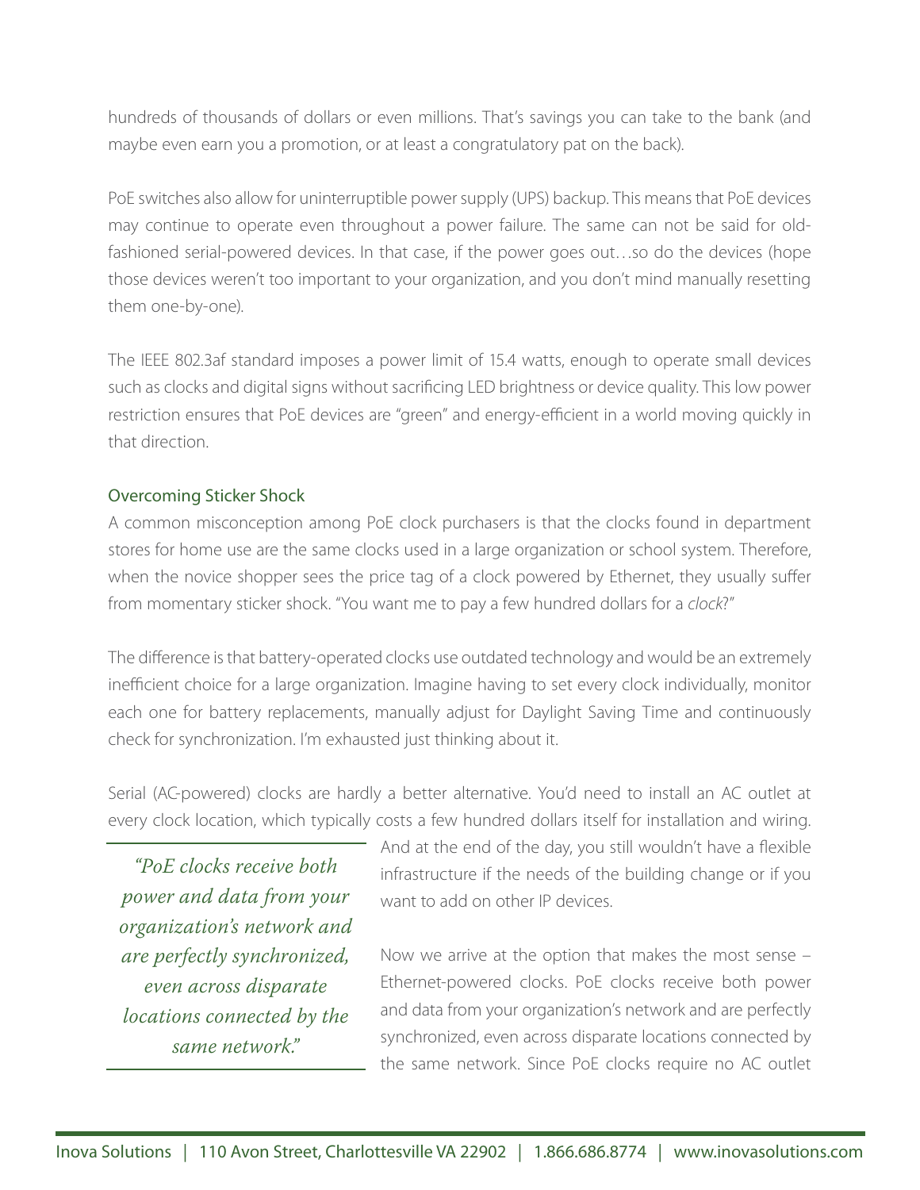hundreds of thousands of dollars or even millions. That's savings you can take to the bank (and maybe even earn you a promotion, or at least a congratulatory pat on the back).

PoE switches also allow for uninterruptible power supply (UPS) backup. This means that PoE devices may continue to operate even throughout a power failure. The same can not be said for old-fashioned serial-powered devices. In that case, if the power goes out…so do the devices (hope those devices weren't too important to your organization, and you don't mind manually resetting them one-by-one).

The IEEE 802.3af standard imposes a power limit of 15.4 watts, enough to operate small devices such as clocks and digital signs without sacrificing LED brightness or device quality. This low power restriction ensures that PoE devices are "green" and energy-efficient in a world moving quickly in that direction.

## Overcoming Sticker Shock

A common misconception among PoE clock purchasers is that the clocks found in department stores for home use are the same clocks used in a large organization or school system. Therefore, when the novice shopper sees the price tag of a clock powered by Ethernet, they usually suffer from momentary sticker shock. "You want me to pay a few hundred dollars for a *clock*?"

The difference is that battery-operated clocks use outdated technology and would be an extremely inefficient choice for a large organization. Imagine having to set every clock individually, monitor each one for battery replacements, manually adjust for Daylight Saving Time and continuously check for synchronization. I'm exhausted just thinking about it.

Serial (AC-powered) clocks are hardly a better alternative. You'd need to install an AC outlet at every clock location, which typically costs a few hundred dollars itself for installation and wiring. And at the end of the day, you still wouldn't have a flexible infrastructure if the needs of the building change or if you want to add on other IP devices.

> *"PoE clocks receive both power and data from your organization's network and are perfectly synchronized, even across disparate locations connected by the same network."*

Now we arrive at the option that makes the most sense – Ethernet-powered clocks. PoE clocks receive both power and data from your organization's network and are perfectly synchronized, even across disparate locations connected by the same network. Since PoE clocks require no AC outlet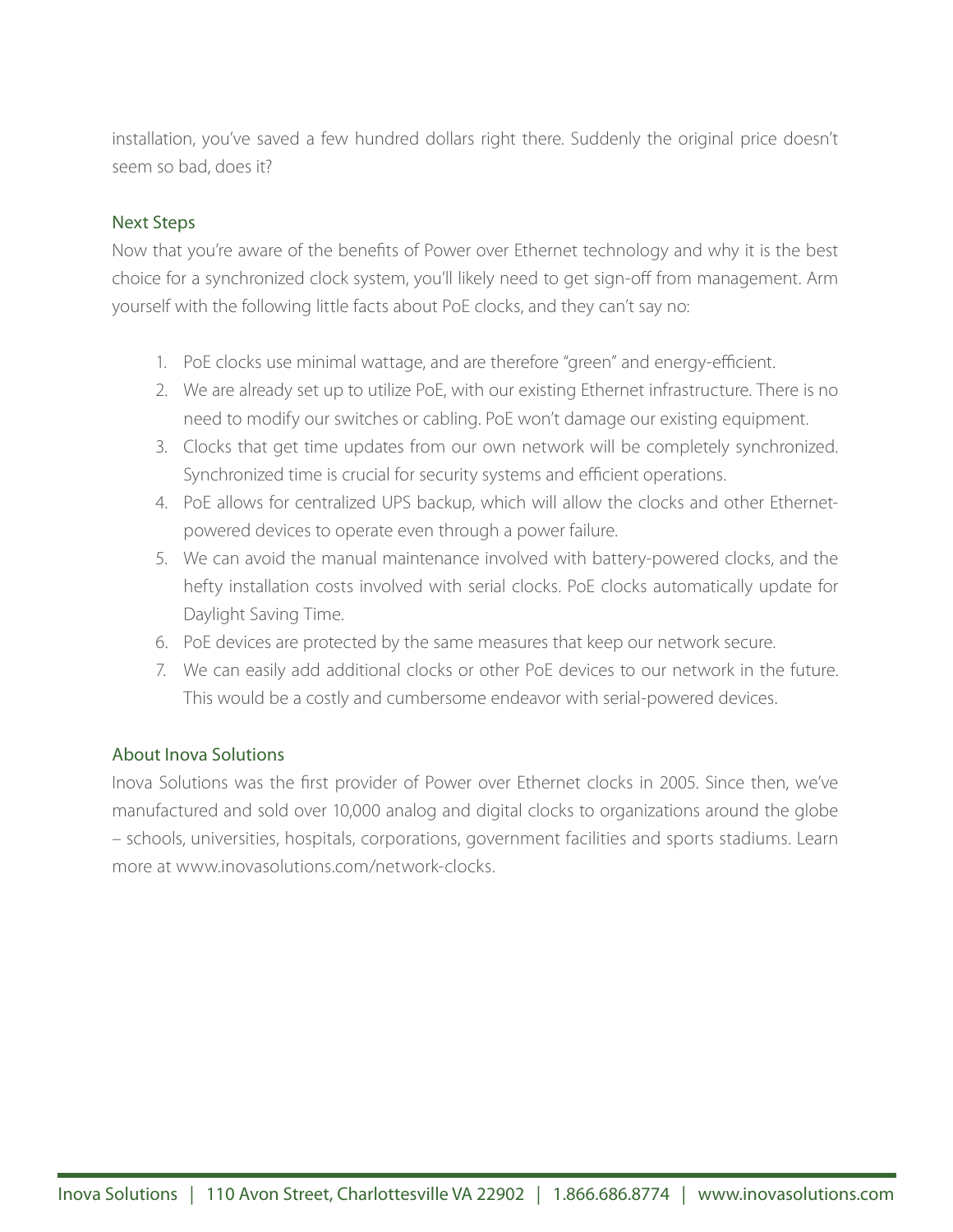installation, you've saved a few hundred dollars right there. Suddenly the original price doesn't seem so bad, does it?

## Next Steps

Now that you're aware of the benefits of Power over Ethernet technology and why it is the best choice for a synchronized clock system, you'll likely need to get sign-off from management. Arm yourself with the following little facts about PoE clocks, and they can't say no:

1. PoE clocks use minimal wattage, and are therefore "green" and energy-efficient.
2. We are already set up to utilize PoE, with our existing Ethernet infrastructure. There is no need to modify our switches or cabling. PoE won't damage our existing equipment.
3. Clocks that get time updates from our own network will be completely synchronized. Synchronized time is crucial for security systems and efficient operations.
4. PoE allows for centralized UPS backup, which will allow the clocks and other Ethernet-powered devices to operate even through a power failure.
5. We can avoid the manual maintenance involved with battery-powered clocks, and the hefty installation costs involved with serial clocks. PoE clocks automatically update for Daylight Saving Time.
6. PoE devices are protected by the same measures that keep our network secure.
7. We can easily add additional clocks or other PoE devices to our network in the future. This would be a costly and cumbersome endeavor with serial-powered devices.

## About Inova Solutions

Inova Solutions was the first provider of Power over Ethernet clocks in 2005. Since then, we've manufactured and sold over 10,000 analog and digital clocks to organizations around the globe – schools, universities, hospitals, corporations, government facilities and sports stadiums. Learn more at www.inovasolutions.com/network-clocks.